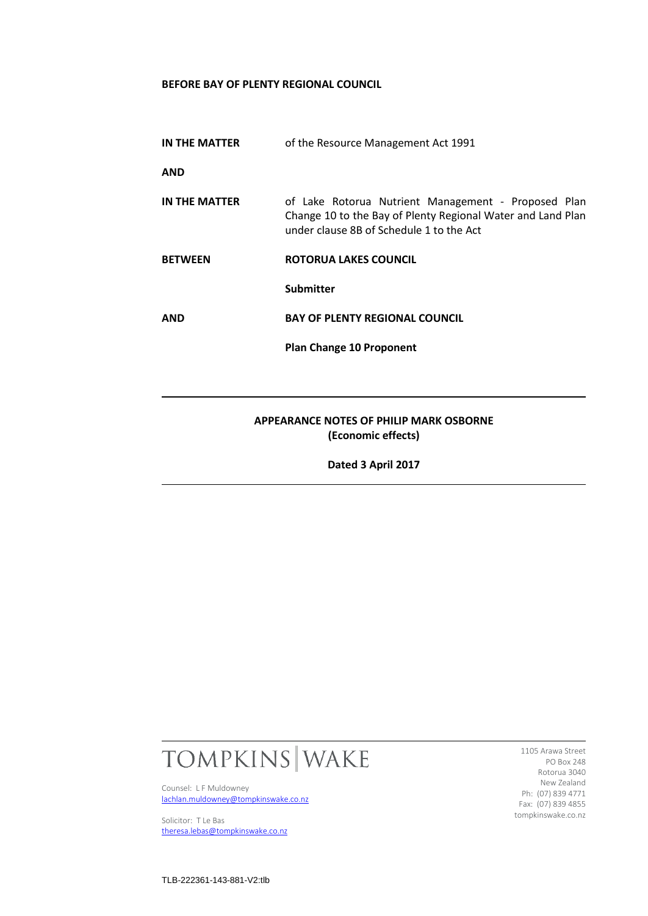**BEFORE BAY OF PLENTY REGIONAL COUNCIL**

| | |
|---|---|
| **IN THE MATTER** | of the Resource Management Act 1991 |
| **AND** | |
| **IN THE MATTER** | of Lake Rotorua Nutrient Management - Proposed Plan Change 10 to the Bay of Plenty Regional Water and Land Plan under clause 8B of Schedule 1 to the Act |
| **BETWEEN** | **ROTORUA LAKES COUNCIL** |
| | **Submitter** |
| **AND** | **BAY OF PLENTY REGIONAL COUNCIL** |
| | **Plan Change 10 Proponent** |

---

**APPEARANCE NOTES OF PHILIP MARK OSBORNE**
**(Economic effects)**

**Dated 3 April 2017**

---

TOMPKINS | WAKE

Counsel: L F Muldowney
lachlan.muldowney@tompkinswake.co.nz

Solicitor: T Le Bas
theresa.lebas@tompkinswake.co.nz

1105 Arawa Street
PO Box 248
Rotorua 3040
New Zealand
Ph: (07) 839 4771
Fax: (07) 839 4855
tompkinswake.co.nz

TLB-222361-143-881-V2:tlb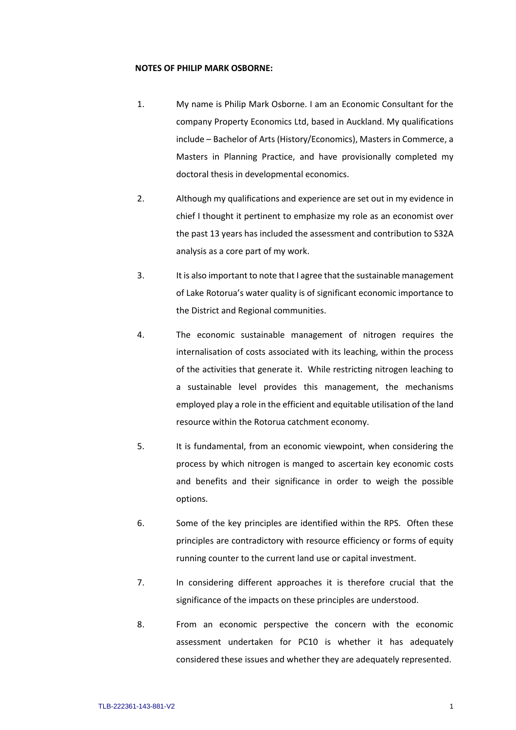**NOTES OF PHILIP MARK OSBORNE:**

1. My name is Philip Mark Osborne. I am an Economic Consultant for the company Property Economics Ltd, based in Auckland. My qualifications include – Bachelor of Arts (History/Economics), Masters in Commerce, a Masters in Planning Practice, and have provisionally completed my doctoral thesis in developmental economics.

2. Although my qualifications and experience are set out in my evidence in chief I thought it pertinent to emphasize my role as an economist over the past 13 years has included the assessment and contribution to S32A analysis as a core part of my work.

3. It is also important to note that I agree that the sustainable management of Lake Rotorua's water quality is of significant economic importance to the District and Regional communities.

4. The economic sustainable management of nitrogen requires the internalisation of costs associated with its leaching, within the process of the activities that generate it. While restricting nitrogen leaching to a sustainable level provides this management, the mechanisms employed play a role in the efficient and equitable utilisation of the land resource within the Rotorua catchment economy.

5. It is fundamental, from an economic viewpoint, when considering the process by which nitrogen is manged to ascertain key economic costs and benefits and their significance in order to weigh the possible options.

6. Some of the key principles are identified within the RPS. Often these principles are contradictory with resource efficiency or forms of equity running counter to the current land use or capital investment.

7. In considering different approaches it is therefore crucial that the significance of the impacts on these principles are understood.

8. From an economic perspective the concern with the economic assessment undertaken for PC10 is whether it has adequately considered these issues and whether they are adequately represented.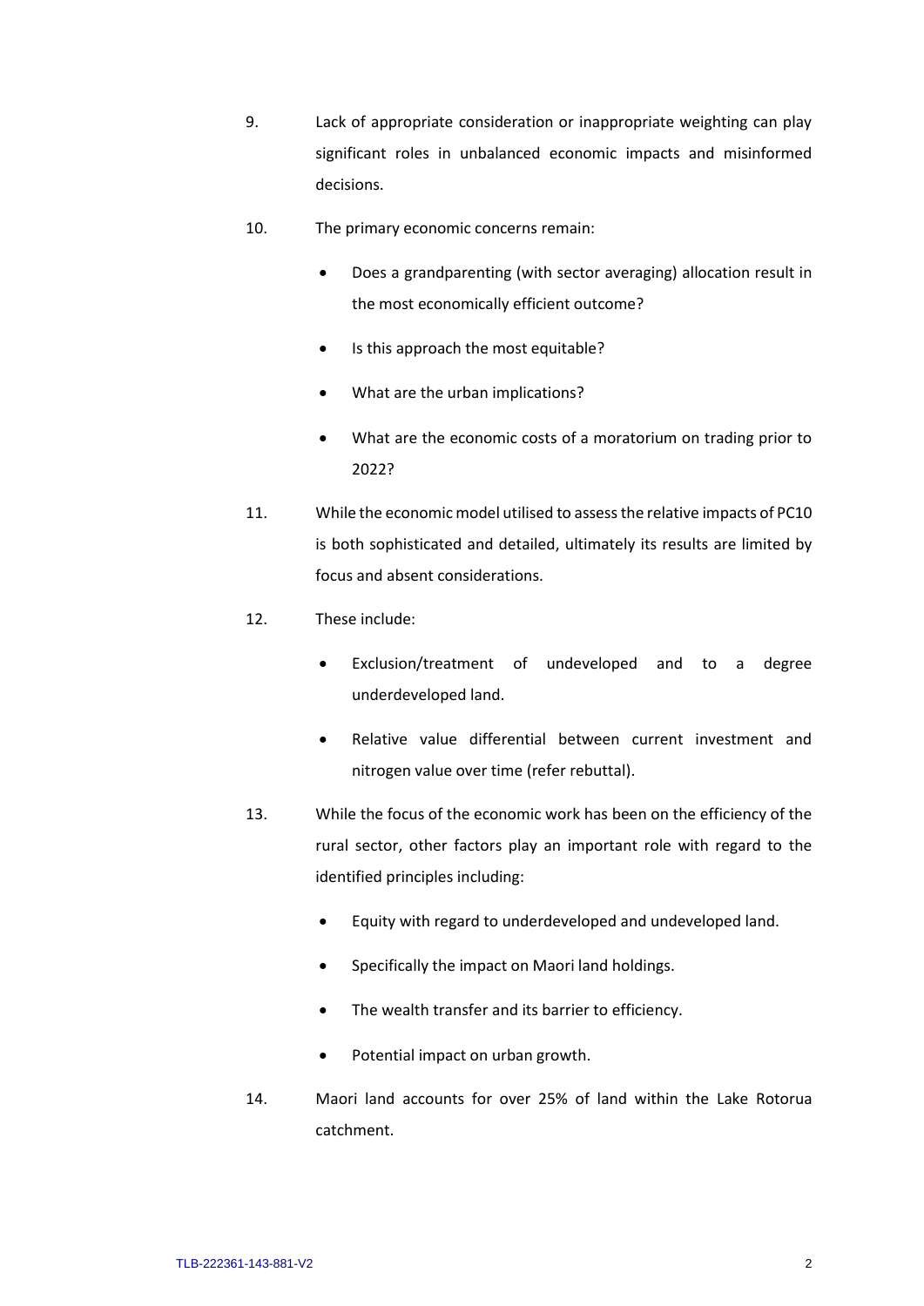9. Lack of appropriate consideration or inappropriate weighting can play significant roles in unbalanced economic impacts and misinformed decisions.

10. The primary economic concerns remain:

    - Does a grandparenting (with sector averaging) allocation result in the most economically efficient outcome?
    - Is this approach the most equitable?
    - What are the urban implications?
    - What are the economic costs of a moratorium on trading prior to 2022?

11. While the economic model utilised to assess the relative impacts of PC10 is both sophisticated and detailed, ultimately its results are limited by focus and absent considerations.

12. These include:

    - Exclusion/treatment of undeveloped and to a degree underdeveloped land.
    - Relative value differential between current investment and nitrogen value over time (refer rebuttal).

13. While the focus of the economic work has been on the efficiency of the rural sector, other factors play an important role with regard to the identified principles including:

    - Equity with regard to underdeveloped and undeveloped land.
    - Specifically the impact on Maori land holdings.
    - The wealth transfer and its barrier to efficiency.
    - Potential impact on urban growth.

14. Maori land accounts for over 25% of land within the Lake Rotorua catchment.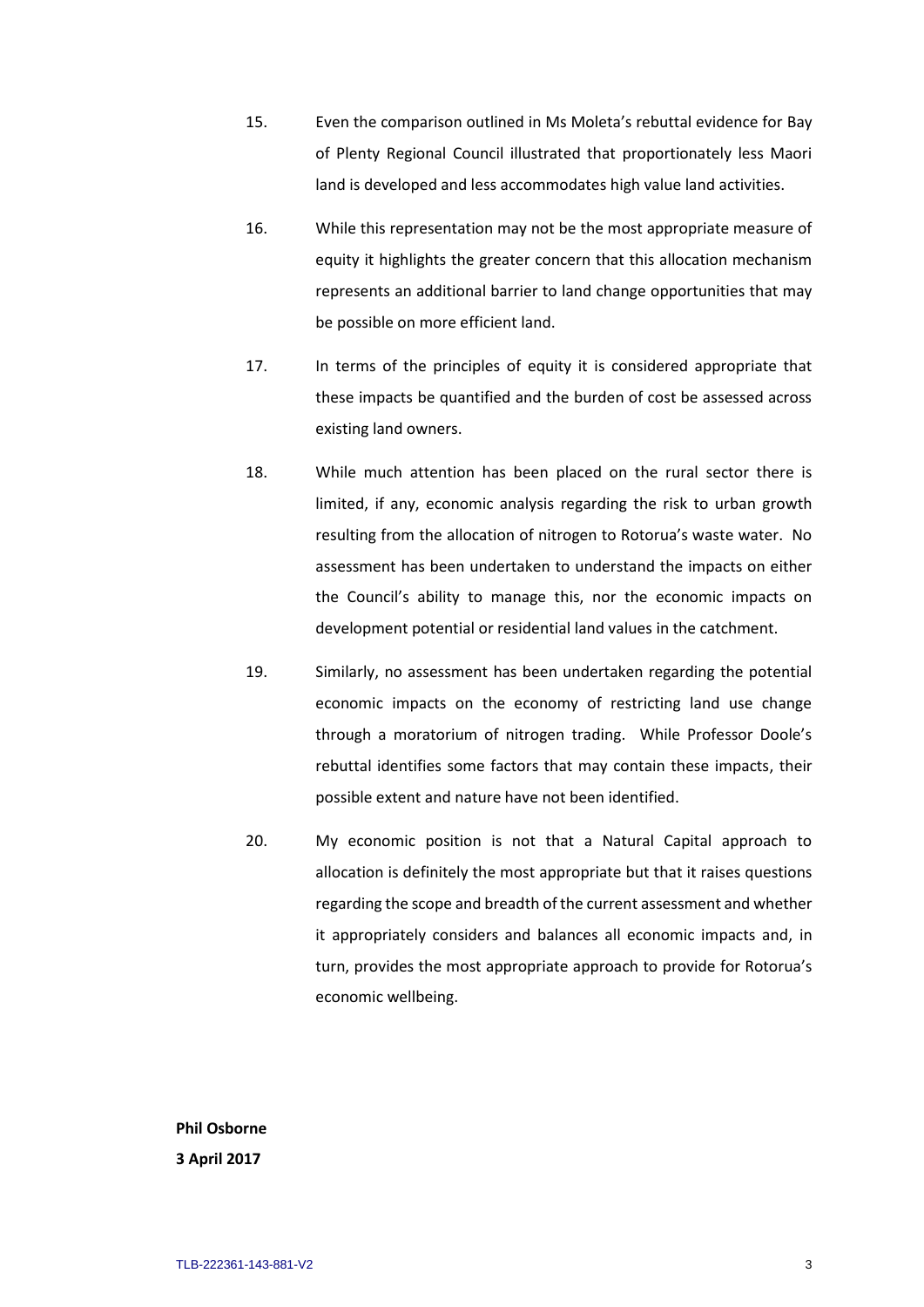15. Even the comparison outlined in Ms Moleta's rebuttal evidence for Bay of Plenty Regional Council illustrated that proportionately less Maori land is developed and less accommodates high value land activities.

16. While this representation may not be the most appropriate measure of equity it highlights the greater concern that this allocation mechanism represents an additional barrier to land change opportunities that may be possible on more efficient land.

17. In terms of the principles of equity it is considered appropriate that these impacts be quantified and the burden of cost be assessed across existing land owners.

18. While much attention has been placed on the rural sector there is limited, if any, economic analysis regarding the risk to urban growth resulting from the allocation of nitrogen to Rotorua's waste water. No assessment has been undertaken to understand the impacts on either the Council's ability to manage this, nor the economic impacts on development potential or residential land values in the catchment.

19. Similarly, no assessment has been undertaken regarding the potential economic impacts on the economy of restricting land use change through a moratorium of nitrogen trading. While Professor Doole's rebuttal identifies some factors that may contain these impacts, their possible extent and nature have not been identified.

20. My economic position is not that a Natural Capital approach to allocation is definitely the most appropriate but that it raises questions regarding the scope and breadth of the current assessment and whether it appropriately considers and balances all economic impacts and, in turn, provides the most appropriate approach to provide for Rotorua's economic wellbeing.

**Phil Osborne**

**3 April 2017**

TLB-222361-143-881-V2